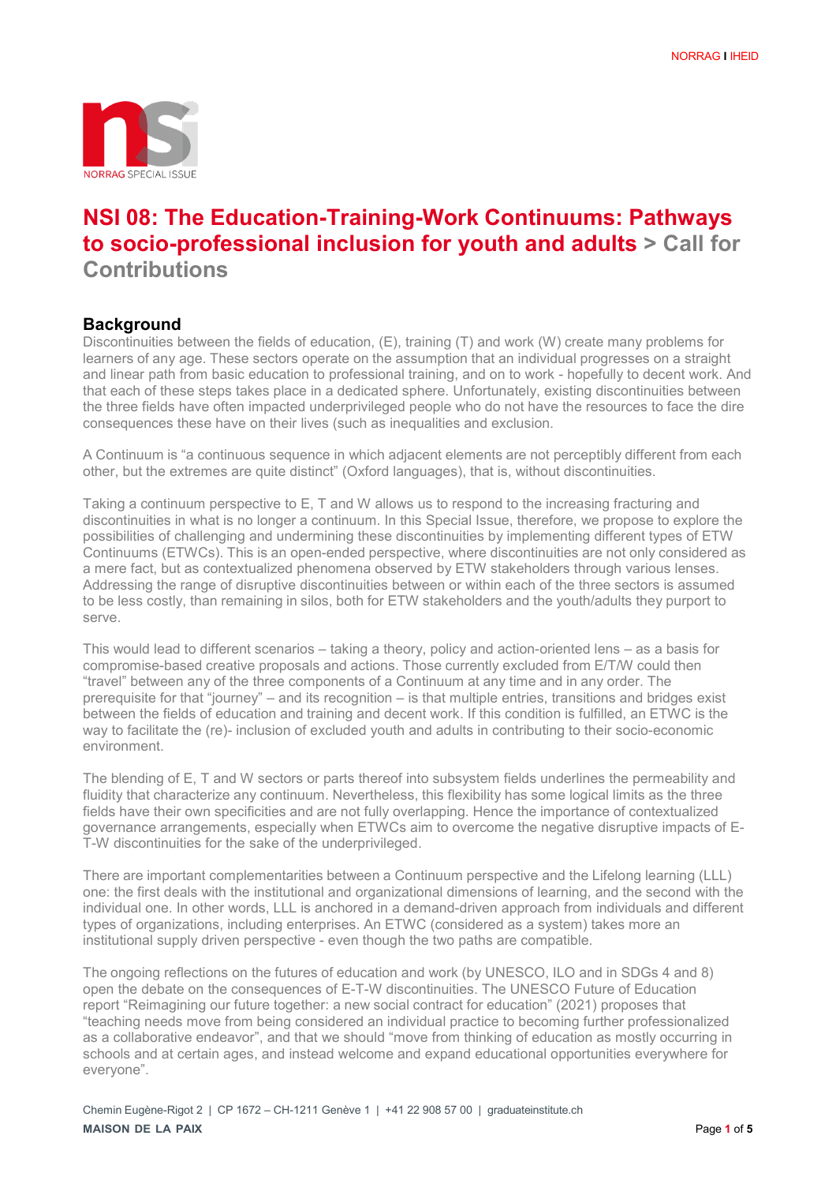# NSI 08: The Education-Training-Work Continuums: Pathways to socio-professional inclusion for youth and adults > Call for Contributions

## Background

Discontinuities between the fields of education, (E), training (T) and work (W) create many problems for learners of any age. These sectors operate on the assumption that an individual progresses on a straight and linear path from basic education to professional training, and on to work - hopefully to decent work. And that each of these steps takes place in a dedicated sphere. Unfortunately, existing discontinuities between the three fields have often impacted underprivileged people who do not have the resources to face the dire consequences these have on their lives (such as inequalities and exclusion.

A Continuum is "a continuous sequence in which adjacent elements are not perceptibly different from each other, but the extremes are quite distinct" (Oxford languages), that is, without discontinuities.

Taking a continuum perspective to E, T and W allows us to respond to the increasing fracturing and discontinuities in what is no longer a continuum. In this Special Issue, therefore, we propose to explore the possibilities of challenging and undermining these discontinuities by implementing different types of ETW Continuums (ETWCs). This is an open-ended perspective, where discontinuities are not only considered as a mere fact, but as contextualized phenomena observed by ETW stakeholders through various lenses. Addressing the range of disruptive discontinuities between or within each of the three sectors is assumed to be less costly, than remaining in silos, both for ETW stakeholders and the youth/adults they purport to serve.

This would lead to different scenarios – taking a theory, policy and action-oriented lens – as a basis for compromise-based creative proposals and actions. Those currently excluded from E/T/W could then "travel" between any of the three components of a Continuum at any time and in any order. The prerequisite for that "journey" – and its recognition – is that multiple entries, transitions and bridges exist between the fields of education and training and decent work. If this condition is fulfilled, an ETWC is the way to facilitate the (re)- inclusion of excluded youth and adults in contributing to their socio-economic environment.

The blending of E, T and W sectors or parts thereof into subsystem fields underlines the permeability and fluidity that characterize any continuum. Nevertheless, this flexibility has some logical limits as the three fields have their own specificities and are not fully overlapping. Hence the importance of contextualized governance arrangements, especially when ETWCs aim to overcome the negative disruptive impacts of E-T-W discontinuities for the sake of the underprivileged.

There are important complementarities between a Continuum perspective and the Lifelong learning (LLL) one: the first deals with the institutional and organizational dimensions of learning, and the second with the individual one. In other words, LLL is anchored in a demand-driven approach from individuals and different types of organizations, including enterprises. An ETWC (considered as a system) takes more an institutional supply driven perspective - even though the two paths are compatible.

The ongoing reflections on the futures of education and work (by UNESCO, ILO and in SDGs 4 and 8) open the debate on the consequences of E-T-W discontinuities. The UNESCO Future of Education report "Reimagining our future together: a new social contract for education" (2021) proposes that "teaching needs move from being considered an individual practice to becoming further professionalized as a collaborative endeavor", and that we should "move from thinking of education as mostly occurring in schools and at certain ages, and instead welcome and expand educational opportunities everywhere for everyone".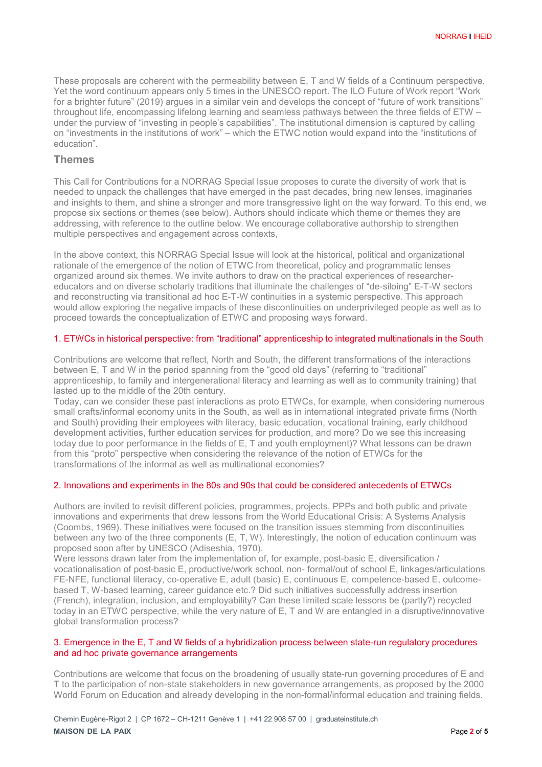These proposals are coherent with the permeability between E, T and W fields of a Continuum perspective. Yet the word continuum appears only 5 times in the UNESCO report. The ILO Future of Work report "Work for a brighter future" (2019) argues in a similar vein and develops the concept of "future of work transitions" throughout life, encompassing lifelong learning and seamless pathways between the three fields of ETW – under the purview of "investing in people's capabilities". The institutional dimension is captured by calling on "investments in the institutions of work" – which the ETWC notion would expand into the "institutions of education".

## Themes

This Call for Contributions for a NORRAG Special Issue proposes to curate the diversity of work that is needed to unpack the challenges that have emerged in the past decades, bring new lenses, imaginaries and insights to them, and shine a stronger and more transgressive light on the way forward. To this end, we propose six sections or themes (see below). Authors should indicate which theme or themes they are addressing, with reference to the outline below. We encourage collaborative authorship to strengthen multiple perspectives and engagement across contexts,

In the above context, this NORRAG Special Issue will look at the historical, political and organizational rationale of the emergence of the notion of ETWC from theoretical, policy and programmatic lenses organized around six themes. We invite authors to draw on the practical experiences of researcher-educators and on diverse scholarly traditions that illuminate the challenges of "de-siloing" E-T-W sectors and reconstructing via transitional ad hoc E-T-W continuities in a systemic perspective. This approach would allow exploring the negative impacts of these discontinuities on underprivileged people as well as to proceed towards the conceptualization of ETWC and proposing ways forward.

### 1. ETWCs in historical perspective: from "traditional" apprenticeship to integrated multinationals in the South

Contributions are welcome that reflect, North and South, the different transformations of the interactions between E, T and W in the period spanning from the "good old days" (referring to "traditional" apprenticeship, to family and intergenerational literacy and learning as well as to community training) that lasted up to the middle of the 20th century.

Today, can we consider these past interactions as proto ETWCs, for example, when considering numerous small crafts/informal economy units in the South, as well as in international integrated private firms (North and South) providing their employees with literacy, basic education, vocational training, early childhood development activities, further education services for production, and more? Do we see this increasing today due to poor performance in the fields of E, T and youth employment)? What lessons can be drawn from this "proto" perspective when considering the relevance of the notion of ETWCs for the transformations of the informal as well as multinational economies?

### 2. Innovations and experiments in the 80s and 90s that could be considered antecedents of ETWCs

Authors are invited to revisit different policies, programmes, projects, PPPs and both public and private innovations and experiments that drew lessons from the World Educational Crisis: A Systems Analysis (Coombs, 1969). These initiatives were focused on the transition issues stemming from discontinuities between any two of the three components (E, T, W). Interestingly, the notion of education continuum was proposed soon after by UNESCO (Adiseshia, 1970).

Were lessons drawn later from the implementation of, for example, post-basic E, diversification / vocationalisation of post-basic E, productive/work school, non- formal/out of school E, linkages/articulations FE-NFE, functional literacy, co-operative E, adult (basic) E, continuous E, competence-based E, outcome-based T, W-based learning, career guidance etc.? Did such initiatives successfully address insertion (French), integration, inclusion, and employability? Can these limited scale lessons be (partly?) recycled today in an ETWC perspective, while the very nature of E, T and W are entangled in a disruptive/innovative global transformation process?

### 3. Emergence in the E, T and W fields of a hybridization process between state-run regulatory procedures and ad hoc private governance arrangements

Contributions are welcome that focus on the broadening of usually state-run governing procedures of E and T to the participation of non-state stakeholders in new governance arrangements, as proposed by the 2000 World Forum on Education and already developing in the non-formal/informal education and training fields.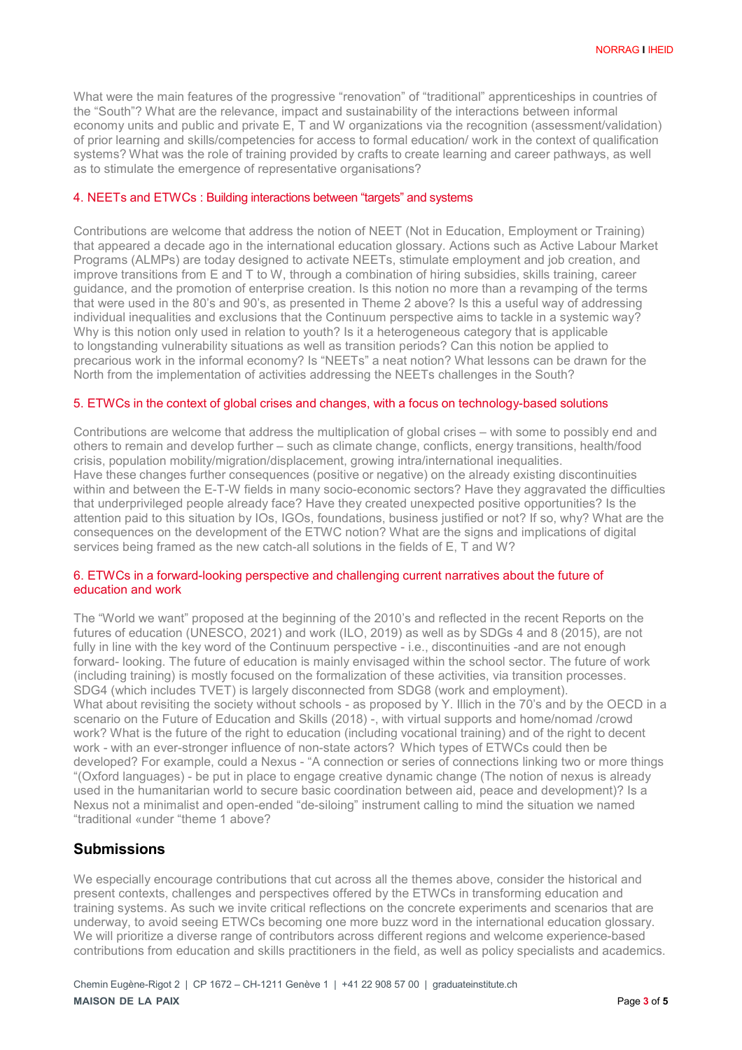What were the main features of the progressive “renovation” of “traditional” apprenticeships in countries of the “South”? What are the relevance, impact and sustainability of the interactions between informal economy units and public and private E, T and W organizations via the recognition (assessment/validation) of prior learning and skills/competencies for access to formal education/ work in the context of qualification systems? What was the role of training provided by crafts to create learning and career pathways, as well as to stimulate the emergence of representative organisations?

### 4. NEETs and ETWCs : Building interactions between “targets” and systems

Contributions are welcome that address the notion of NEET (Not in Education, Employment or Training) that appeared a decade ago in the international education glossary. Actions such as Active Labour Market Programs (ALMPs) are today designed to activate NEETs, stimulate employment and job creation, and improve transitions from E and T to W, through a combination of hiring subsidies, skills training, career guidance, and the promotion of enterprise creation. Is this notion no more than a revamping of the terms that were used in the 80's and 90's, as presented in Theme 2 above? Is this a useful way of addressing individual inequalities and exclusions that the Continuum perspective aims to tackle in a systemic way? Why is this notion only used in relation to youth? Is it a heterogeneous category that is applicable to longstanding vulnerability situations as well as transition periods? Can this notion be applied to precarious work in the informal economy? Is “NEETs” a neat notion? What lessons can be drawn for the North from the implementation of activities addressing the NEETs challenges in the South?

### 5. ETWCs in the context of global crises and changes, with a focus on technology-based solutions

Contributions are welcome that address the multiplication of global crises – with some to possibly end and others to remain and develop further – such as climate change, conflicts, energy transitions, health/food crisis, population mobility/migration/displacement, growing intra/international inequalities.
Have these changes further consequences (positive or negative) on the already existing discontinuities within and between the E-T-W fields in many socio-economic sectors? Have they aggravated the difficulties that underprivileged people already face? Have they created unexpected positive opportunities? Is the attention paid to this situation by IOs, IGOs, foundations, business justified or not? If so, why? What are the consequences on the development of the ETWC notion? What are the signs and implications of digital services being framed as the new catch-all solutions in the fields of E, T and W?

### 6. ETWCs in a forward-looking perspective and challenging current narratives about the future of education and work

The “World we want” proposed at the beginning of the 2010's and reflected in the recent Reports on the futures of education (UNESCO, 2021) and work (ILO, 2019) as well as by SDGs 4 and 8 (2015), are not fully in line with the key word of the Continuum perspective - i.e., discontinuities -and are not enough forward- looking. The future of education is mainly envisaged within the school sector. The future of work (including training) is mostly focused on the formalization of these activities, via transition processes. SDG4 (which includes TVET) is largely disconnected from SDG8 (work and employment).
What about revisiting the society without schools - as proposed by Y. Illich in the 70's and by the OECD in a scenario on the Future of Education and Skills (2018) -, with virtual supports and home/nomad /crowd work? What is the future of the right to education (including vocational training) and of the right to decent work - with an ever-stronger influence of non-state actors? Which types of ETWCs could then be developed? For example, could a Nexus - “A connection or series of connections linking two or more things “(Oxford languages) - be put in place to engage creative dynamic change (The notion of nexus is already used in the humanitarian world to secure basic coordination between aid, peace and development)? Is a Nexus not a minimalist and open-ended “de-siloing” instrument calling to mind the situation we named “traditional «under “theme 1 above?

## Submissions

We especially encourage contributions that cut across all the themes above, consider the historical and present contexts, challenges and perspectives offered by the ETWCs in transforming education and training systems. As such we invite critical reflections on the concrete experiments and scenarios that are underway, to avoid seeing ETWCs becoming one more buzz word in the international education glossary. We will prioritize a diverse range of contributors across different regions and welcome experience-based contributions from education and skills practitioners in the field, as well as policy specialists and academics.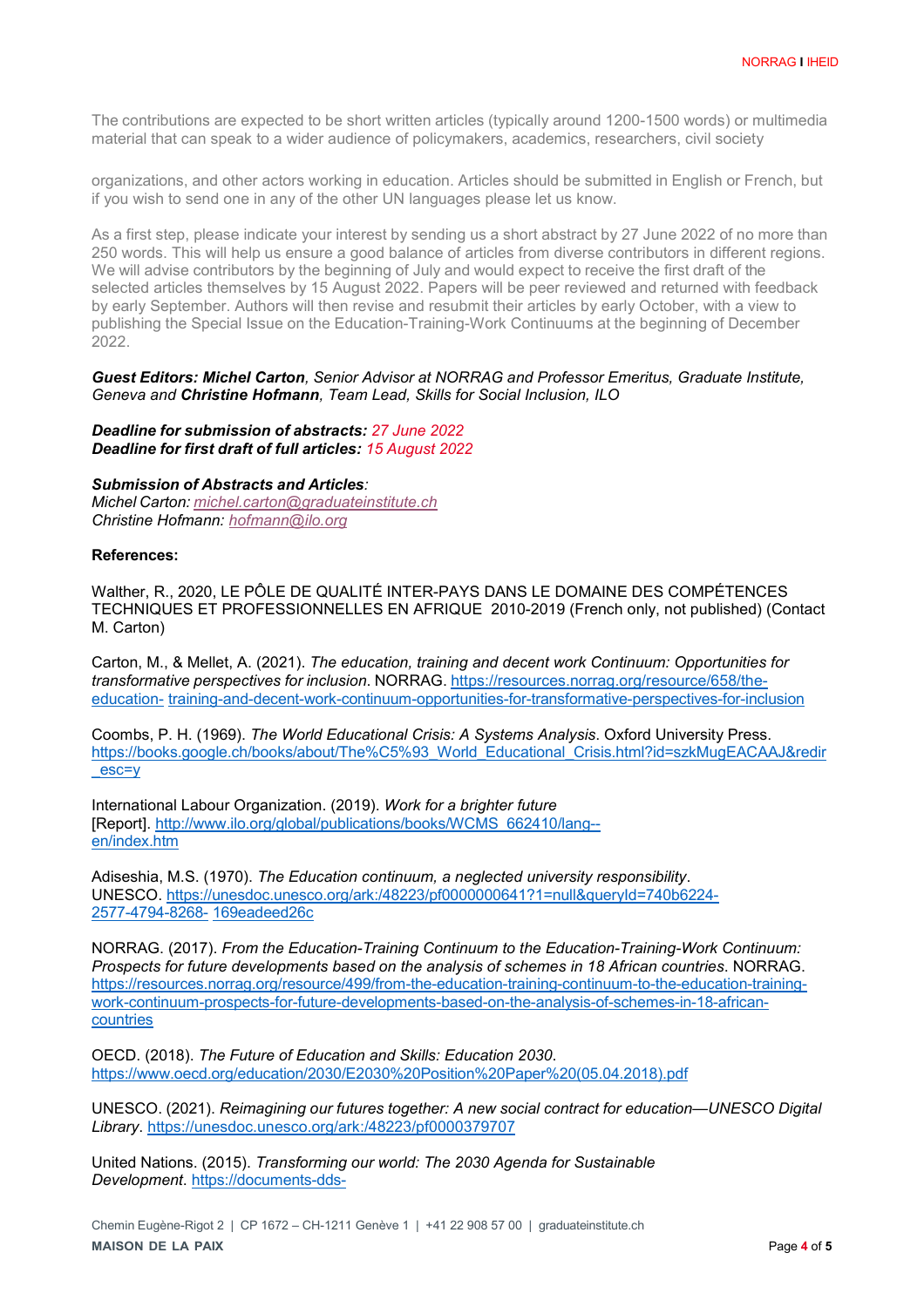The contributions are expected to be short written articles (typically around 1200-1500 words) or multimedia material that can speak to a wider audience of policymakers, academics, researchers, civil society organizations, and other actors working in education. Articles should be submitted in English or French, but if you wish to send one in any of the other UN languages please let us know.

As a first step, please indicate your interest by sending us a short abstract by 27 June 2022 of no more than 250 words. This will help us ensure a good balance of articles from diverse contributors in different regions. We will advise contributors by the beginning of July and would expect to receive the first draft of the selected articles themselves by 15 August 2022. Papers will be peer reviewed and returned with feedback by early September. Authors will then revise and resubmit their articles by early October, with a view to publishing the Special Issue on the Education-Training-Work Continuums at the beginning of December 2022.

***Guest Editors: Michel Carton**, Senior Advisor at NORRAG and Professor Emeritus, Graduate Institute, Geneva and **Christine Hofmann**, Team Lead, Skills for Social Inclusion, ILO*

***Deadline for submission of abstracts:** 27 June 2022*
***Deadline for first draft of full articles:** 15 August 2022*

***Submission of Abstracts and Articles**:*
*Michel Carton: michel.carton@graduateinstitute.ch*
*Christine Hofmann: hofmann@ilo.org*

**References:**

Walther, R., 2020, LE PÔLE DE QUALITÉ INTER-PAYS DANS LE DOMAINE DES COMPÉTENCES TECHNIQUES ET PROFESSIONNELLES EN AFRIQUE 2010-2019 (French only, not published) (Contact M. Carton)

Carton, M., & Mellet, A. (2021). *The education, training and decent work Continuum: Opportunities for transformative perspectives for inclusion*. NORRAG. https://resources.norrag.org/resource/658/the-education- training-and-decent-work-continuum-opportunities-for-transformative-perspectives-for-inclusion

Coombs, P. H. (1969). *The World Educational Crisis: A Systems Analysis*. Oxford University Press. https://books.google.ch/books/about/The%C5%93_World_Educational_Crisis.html?id=szkMugEACAAJ&redir_esc=y

International Labour Organization. (2019). *Work for a brighter future* [Report]. http://www.ilo.org/global/publications/books/WCMS_662410/lang--en/index.htm

Adiseshia, M.S. (1970). *The Education continuum, a neglected university responsibility*. UNESCO. https://unesdoc.unesco.org/ark:/48223/pf0000000641?1=null&queryId=740b6224-2577-4794-8268- 169eadeed26c

NORRAG. (2017). *From the Education-Training Continuum to the Education-Training-Work Continuum: Prospects for future developments based on the analysis of schemes in 18 African countries*. NORRAG. https://resources.norrag.org/resource/499/from-the-education-training-continuum-to-the-education-training-work-continuum-prospects-for-future-developments-based-on-the-analysis-of-schemes-in-18-african-countries

OECD. (2018). *The Future of Education and Skills: Education 2030*. https://www.oecd.org/education/2030/E2030%20Position%20Paper%20(05.04.2018).pdf

UNESCO. (2021). *Reimagining our futures together: A new social contract for education—UNESCO Digital Library*. https://unesdoc.unesco.org/ark:/48223/pf0000379707

United Nations. (2015). *Transforming our world: The 2030 Agenda for Sustainable Development*. https://documents-dds-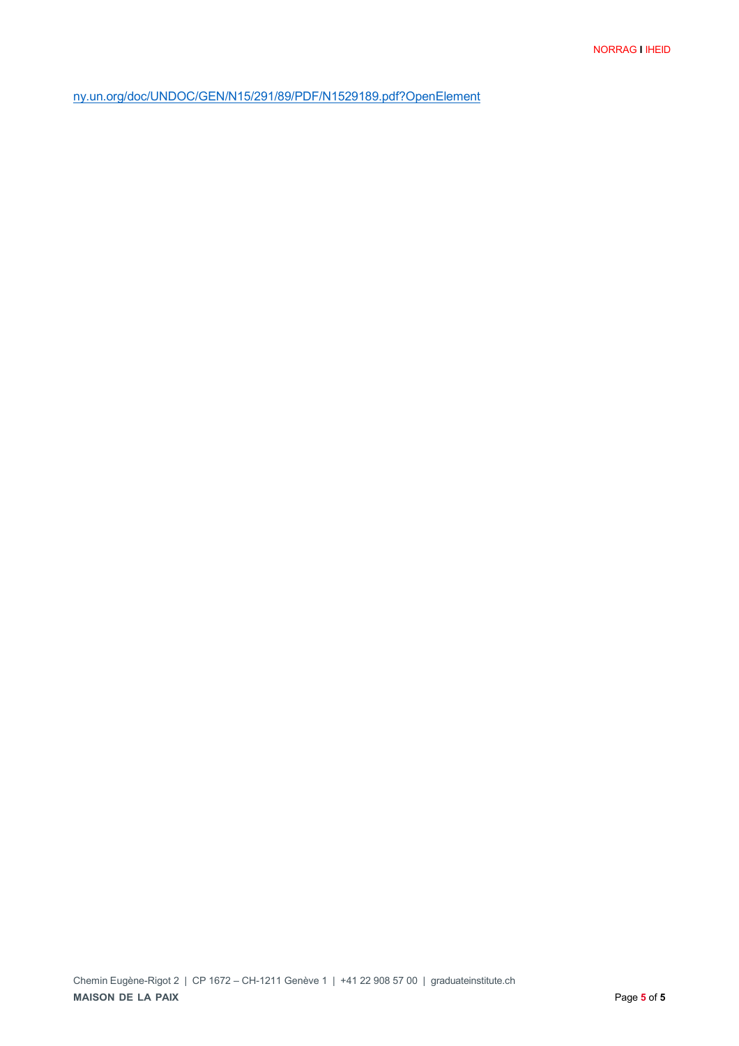ny.un.org/doc/UNDOC/GEN/N15/291/89/PDF/N1529189.pdf?OpenElement